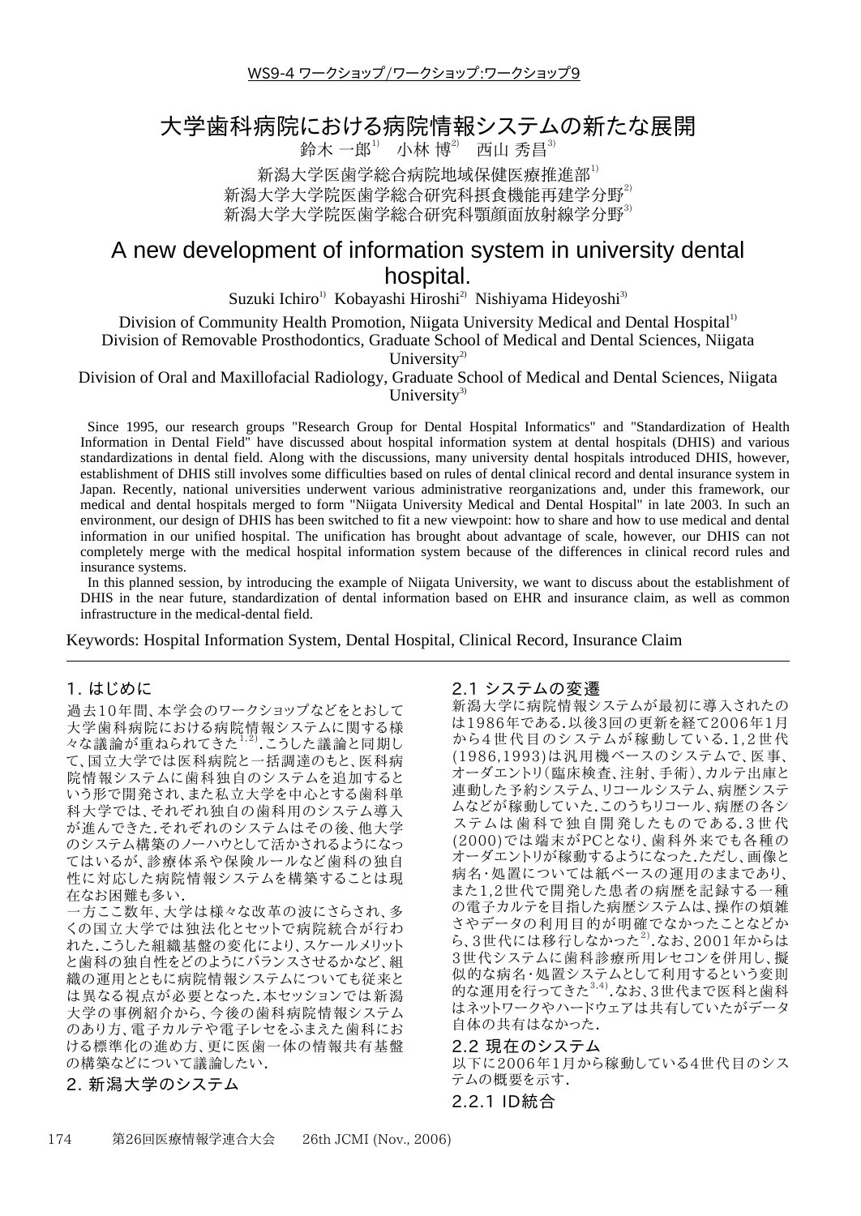WS9-4 ワークショップ/ワークショップ:ワークショップ9

# 大学歯科病院における病院情報システムの新たな展開

鈴木 一郎[1)]　小林 博[2)]　西山 秀昌[3)]

新潟大学医歯学総合病院地域保健医療推進部[1)]
新潟大学大学院医歯学総合研究科摂食機能再建学分野[2)]
新潟大学大学院医歯学総合研究科顎顔面放射線学分野[3)]

# A new development of information system in university dental hospital.

Suzuki Ichiro[1)]　Kobayashi Hiroshi[2)]　Nishiyama Hideyoshi[3)]

Division of Community Health Promotion, Niigata University Medical and Dental Hospital[1)]
Division of Removable Prosthodontics, Graduate School of Medical and Dental Sciences, Niigata University[2)]
Division of Oral and Maxillofacial Radiology, Graduate School of Medical and Dental Sciences, Niigata University[3)]

Since 1995, our research groups "Research Group for Dental Hospital Informatics" and "Standardization of Health Information in Dental Field" have discussed about hospital information system at dental hospitals (DHIS) and various standardizations in dental field. Along with the discussions, many university dental hospitals introduced DHIS, however, establishment of DHIS still involves some difficulties based on rules of dental clinical record and dental insurance system in Japan. Recently, national universities underwent various administrative reorganizations and, under this framework, our medical and dental hospitals merged to form "Niigata University Medical and Dental Hospital" in late 2003. In such an environment, our design of DHIS has been switched to fit a new viewpoint: how to share and how to use medical and dental information in our unified hospital. The unification has brought about advantage of scale, however, our DHIS can not completely merge with the medical hospital information system because of the differences in clinical record rules and insurance systems.

In this planned session, by introducing the example of Niigata University, we want to discuss about the establishment of DHIS in the near future, standardization of dental information based on EHR and insurance claim, as well as common infrastructure in the medical-dental field.

Keywords: Hospital Information System, Dental Hospital, Clinical Record, Insurance Claim

## 1. はじめに

過去10年間、本学会のワークショップなどをとおして大学歯科病院における病院情報システムに関する様々な議論が重ねられてきた[1,2)].こうした議論と同期して、国立大学では医科病院と一括調達のもと、医科病院情報システムに歯科独自のシステムを追加するという形で開発され、また私立大学を中心とする歯科単科大学では、それぞれ独自の歯科用のシステム導入が進んできた.それぞれのシステムはその後、他大学のシステム構築のノーハウとして活かされるようになってはいるが、診療体系や保険ルールなど歯科の独自性に対応した病院情報システムを構築することは現在なお困難も多い.

一方ここ数年、大学は様々な改革の波にさらされ、多くの国立大学では独法化とセットで病院統合が行われた.こうした組織基盤の変化により、スケールメリットと歯科の独自性をどのようにバランスさせるかなど、組織の運用とともに病院情報システムについても従来とは異なる視点が必要となった.本セッションでは新潟大学の事例紹介から、今後の歯科病院情報システムのあり方、電子カルテや電子レセをふまえた歯科における標準化の進め方、更に医歯一体の情報共有基盤の構築などについて議論したい.

## 2. 新潟大学のシステム

### 2.1 システムの変遷

新潟大学に病院情報システムが最初に導入されたのは1986年である.以後3回の更新を経て2006年1月から4世代目のシステムが稼動している.1,2世代(1986,1993)は汎用機ベースのシステムで、医事、オーダエントリ(臨床検査、注射、手術)、カルテ出庫と連動した予約システム、リコールシステム、病歴システムなどが稼動していた.このうちリコール、病歴の各システムは歯科で独自開発したものである.3世代(2000)では端末がPCとなり、歯科外来でも各種のオーダエントリが稼動するようになった.ただし、画像と病名・処置については紙ベースの運用のままであり、また1,2世代で開発した患者の病歴を記録する一種の電子カルテを目指した病歴システムは、操作の煩雑さやデータの利用目的が明確でなかったことなどから、3世代には移行しなかった[2)].なお、2001年からは3世代システムに歯科診療所用レセコンを併用し、擬似的な病名・処置システムとして利用するという変則的な運用を行ってきた[3,4)].なお、3世代まで医科と歯科はネットワークやハードウェアは共有していたがデータ自体の共有はなかった.

### 2.2 現在のシステム

以下に2006年1月から稼動している4世代目のシステムの概要を示す.

#### 2.2.1 ID統合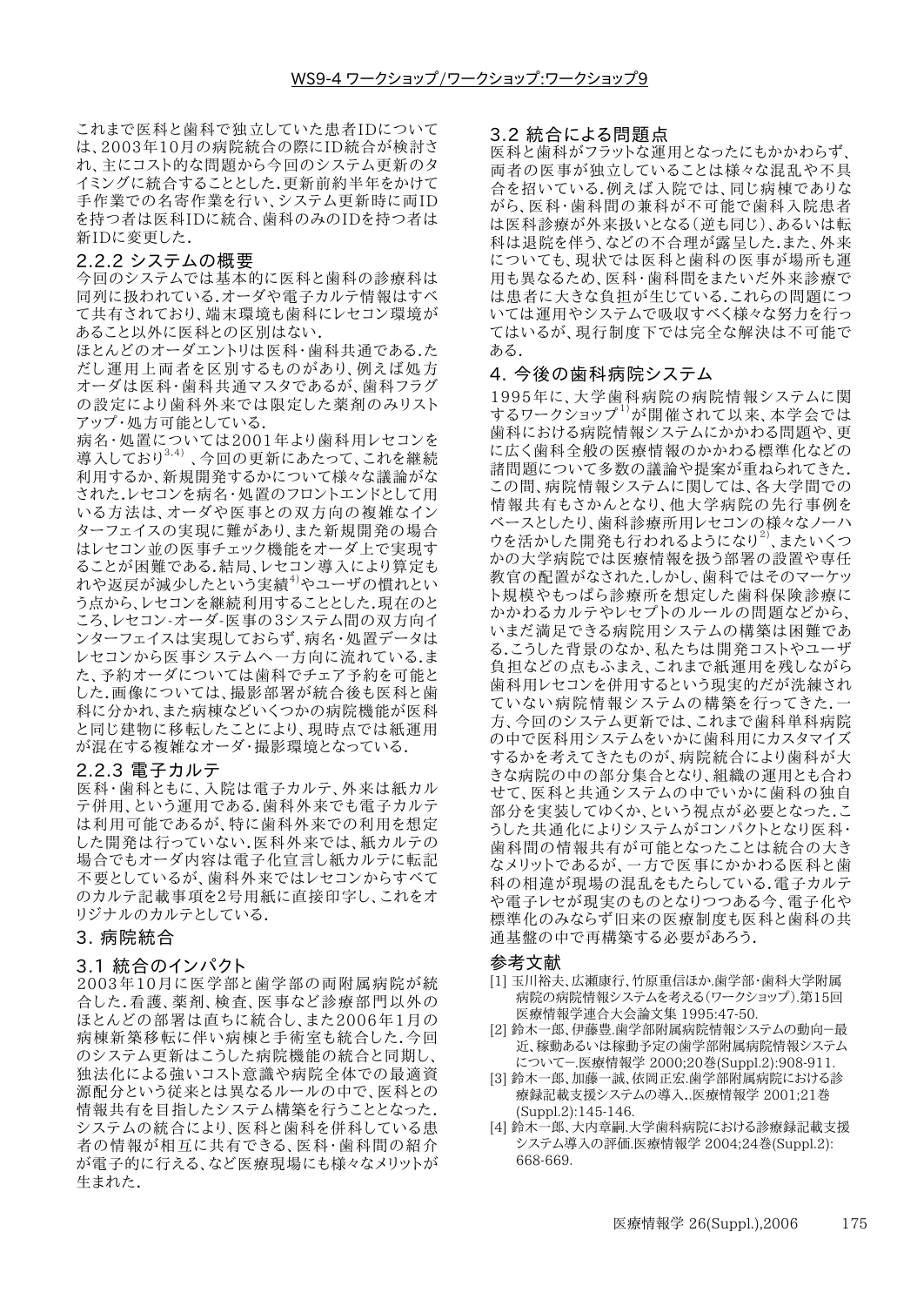これまで医科と歯科で独立していた患者IDについては、2003年10月の病院統合の際にID統合が検討され、主にコスト的な問題から今回のシステム更新のタイミングに統合することとした．更新前約半年をかけて手作業での名寄作業を行い、システム更新時に両IDを持つ者は医科IDに統合、歯科のみのIDを持つ者は新IDに変更した．

### 2.2.2 システムの概要

今回のシステムでは基本的に医科と歯科の診療科は同列に扱われている．オーダや電子カルテ情報はすべて共有されており、端末環境も歯科にレセコン環境があること以外に医科との区別はない．

ほとんどのオーダエントリは医科・歯科共通である．ただし運用上両者を区別するものがあり、例えば処方オーダは医科・歯科共通マスタであるが、歯科フラグの設定により歯科外来では限定した薬剤のみリストアップ・処方可能としている．

病名・処置については2001年より歯科用レセコンを導入しており[3,4]、今回の更新にあたって、これを継続利用するか、新規開発するかについて様々な議論がなされた．レセコンを病名・処置のフロントエンドとして用いる方法は、オーダや医事との双方向の複雑なインターフェイスの実現に難があり、また新規開発の場合はレセコン並の医事チェック機能をオーダ上で実現することが困難である．結局、レセコン導入により算定もれや返戻が減少したという実績[4]やユーザの慣れという点から、レセコンを継続利用することとした．現在のところ、レセコン-オーダ-医事の3システム間の双方向インターフェイスは実現しておらず、病名・処置データはレセコンから医事システムへ一方向に流れている．また、予約オーダについては歯科でチェア予約を可能とした．画像については、撮影部署が統合後も医科と歯科に分かれ、また病棟などいくつかの病院機能が医科と同じ建物に移転したことにより、現時点では紙運用が混在する複雑なオーダ・撮影環境となっている．

### 2.2.3 電子カルテ

医科・歯科ともに、入院は電子カルテ、外来は紙カルテ併用、という運用である．歯科外来でも電子カルテは利用可能であるが、特に歯科外来での利用を想定した開発は行っていない．医科外来では、紙カルテの場合でもオーダ内容は電子化宣言し紙カルテに転記不要としているが、歯科外来ではレセコンからすべてのカルテ記載事項を2号用紙に直接印字し、これをオリジナルのカルテとしている．

## 3. 病院統合

### 3.1 統合のインパクト

2003年10月に医学部と歯学部の両附属病院が統合した．看護、薬剤、検査、医事など診療部門以外のほとんどの部署は直ちに統合し、また2006年1月の病棟新築移転に伴い病棟と手術室も統合した．今回のシステム更新はこうした病院機能の統合と同期し、独法化による強いコスト意識や病院全体での最適資源配分という従来とは異なるルールの中で、医科との情報共有を目指したシステム構築を行うこととなった．システムの統合により、医科と歯科を併科している患者の情報が相互に共有できる、医科・歯科間の紹介が電子的に行える、など医療現場にも様々なメリットが生まれた．

### 3.2 統合による問題点

医科と歯科がフラットな運用となったにもかかわらず、両者の医事が独立していることは様々な混乱や不具合を招いている．例えば入院では、同じ病棟でありながら、医科・歯科間の兼科が不可能で歯科入院患者は医科診療が自費扱いとなる（逆も同じ）、あるいは転科は退院を伴う、などの不合理が露呈した．また、外来についても、現状では医科と歯科の医事が場所も運用も異なるため、医科・歯科間をまたいだ外来診療では患者に大きな負担が生じている．これらの問題については運用やシステムで吸収すべく様々な努力を行ってはいるが、現行制度下では完全な解決は不可能である．

## 4. 今後の歯科病院システム

1995年に、大学歯科病院の病院情報システムに関するワークショップ[1]が開催されて以来、本学会では歯科における病院情報システムにかかわる問題や、更に広く歯科全般の医療情報のかかわる標準化などの諸問題について多数の議論や提案が重ねられてきた．この間、病院情報システムに関しては、各大学間での情報共有もさかんとなり、他大学病院の先行事例をベースとしたり、歯科診療所用レセコンの様々なノーハウを活かした開発も行われるようになり[2]、またいくつかの大学病院では医療情報を扱う部署の設置や専任教官の配置がなされた．しかし、歯科ではそのマーケット規模やもっぱら診療所を想定した歯科保険診療にかかわるカルテやレセプトのルールの問題などから、いまだ満足できる病院用システムの構築は困難である．こうした背景のなか、私たちは開発コストやユーザ負担などの点もふまえ、これまで紙運用を残しながら歯科用レセコンを併用するという現実的だが洗練されていない病院情報システムの構築を行ってきた．一方、今回のシステム更新では、これまで歯科単科病院の中で医科用システムをいかに歯科用にカスタマイズするかを考えてきたものが、病院統合により歯科が大きな病院の中の部分集合となり、組織の運用とも合わせて、医科と共通システムの中でいかに歯科の独自部分を実装してゆくか、という視点が必要となった．こうした共通化によりシステムがコンパクトとなり医科・歯科間の情報共有が可能となったことは統合の大きなメリットであるが、一方で医事にかかわる医科と歯科の相違が現場の混乱をもたらしている．電子カルテや電子レセが現実のものとなりつつある今、電子化や標準化のみならず旧来の医療制度も医科と歯科の共通基盤の中で再構築する必要があろう．

## 参考文献

[1] 玉川裕夫、広瀬康行、竹原重信ほか.歯学部・歯科大学附属病院の病院情報システムを考える(ワークショップ).第15回医療情報学連合大会論文集 1995:47-50.

[2] 鈴木一郎、伊藤豊.歯学部附属病院情報システムの動向ー最近、稼動あるいは稼動予定の歯学部附属病院情報システムについてー.医療情報学 2000;20巻(Suppl.2):908-911.

[3] 鈴木一郎、加藤一誠、依岡正宏.歯学部附属病院における診療録記載支援システムの導入..医療情報学 2001;21巻(Suppl.2):145-146.

[4] 鈴木一郎、大内章嗣.大学歯科病院における診療録記載支援システム導入の評価.医療情報学 2004;24巻(Suppl.2):668-669.